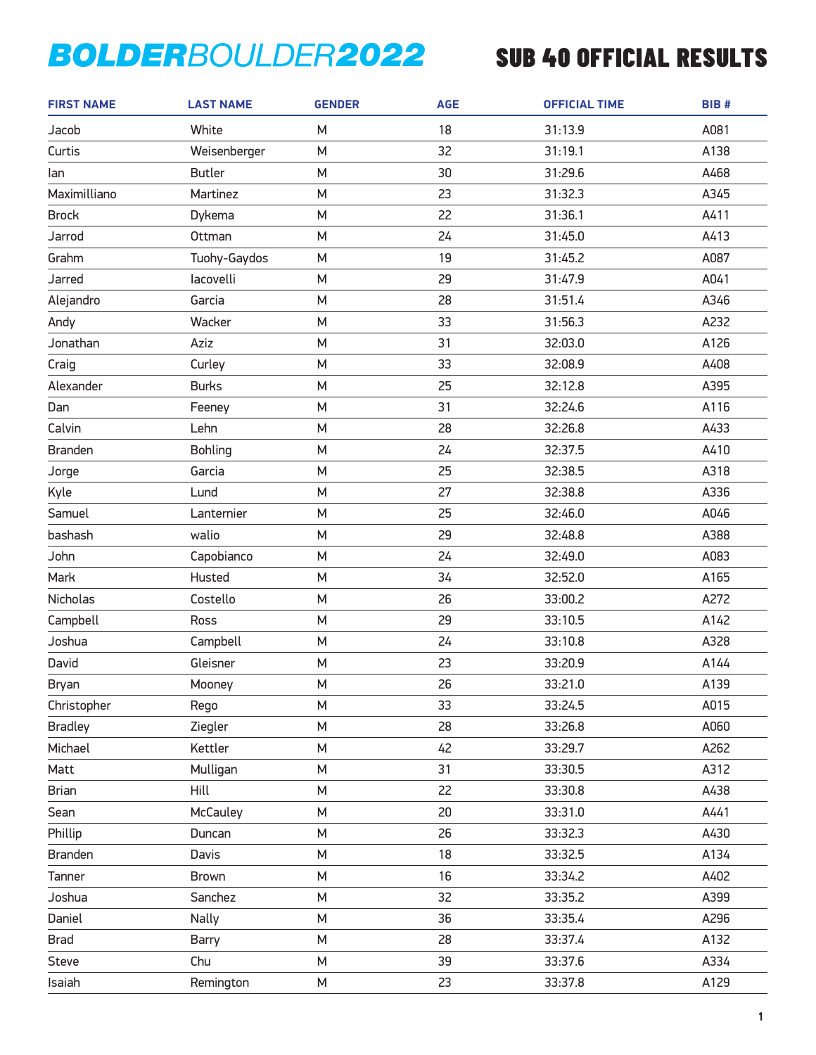# BOLDERBOULDER2022

## SUB 40 OFFICIAL RESULTS

| FIRST NAME | LAST NAME | GENDER | AGE | OFFICIAL TIME | BIB # |
|---|---|---|---|---|---|
| Jacob | White | M | 18 | 31:13.9 | A081 |
| Curtis | Weisenberger | M | 32 | 31:19.1 | A138 |
| Ian | Butler | M | 30 | 31:29.6 | A468 |
| Maximilliano | Martinez | M | 23 | 31:32.3 | A345 |
| Brock | Dykema | M | 22 | 31:36.1 | A411 |
| Jarrod | Ottman | M | 24 | 31:45.0 | A413 |
| Grahm | Tuohy-Gaydos | M | 19 | 31:45.2 | A087 |
| Jarred | Iacovelli | M | 29 | 31:47.9 | A041 |
| Alejandro | Garcia | M | 28 | 31:51.4 | A346 |
| Andy | Wacker | M | 33 | 31:56.3 | A232 |
| Jonathan | Aziz | M | 31 | 32:03.0 | A126 |
| Craig | Curley | M | 33 | 32:08.9 | A408 |
| Alexander | Burks | M | 25 | 32:12.8 | A395 |
| Dan | Feeney | M | 31 | 32:24.6 | A116 |
| Calvin | Lehn | M | 28 | 32:26.8 | A433 |
| Branden | Bohling | M | 24 | 32:37.5 | A410 |
| Jorge | Garcia | M | 25 | 32:38.5 | A318 |
| Kyle | Lund | M | 27 | 32:38.8 | A336 |
| Samuel | Lanternier | M | 25 | 32:46.0 | A046 |
| bashash | walio | M | 29 | 32:48.8 | A388 |
| John | Capobianco | M | 24 | 32:49.0 | A083 |
| Mark | Husted | M | 34 | 32:52.0 | A165 |
| Nicholas | Costello | M | 26 | 33:00.2 | A272 |
| Campbell | Ross | M | 29 | 33:10.5 | A142 |
| Joshua | Campbell | M | 24 | 33:10.8 | A328 |
| David | Gleisner | M | 23 | 33:20.9 | A144 |
| Bryan | Mooney | M | 26 | 33:21.0 | A139 |
| Christopher | Rego | M | 33 | 33:24.5 | A015 |
| Bradley | Ziegler | M | 28 | 33:26.8 | A060 |
| Michael | Kettler | M | 42 | 33:29.7 | A262 |
| Matt | Mulligan | M | 31 | 33:30.5 | A312 |
| Brian | Hill | M | 22 | 33:30.8 | A438 |
| Sean | McCauley | M | 20 | 33:31.0 | A441 |
| Phillip | Duncan | M | 26 | 33:32.3 | A430 |
| Branden | Davis | M | 18 | 33:32.5 | A134 |
| Tanner | Brown | M | 16 | 33:34.2 | A402 |
| Joshua | Sanchez | M | 32 | 33:35.2 | A399 |
| Daniel | Nally | M | 36 | 33:35.4 | A296 |
| Brad | Barry | M | 28 | 33:37.4 | A132 |
| Steve | Chu | M | 39 | 33:37.6 | A334 |
| Isaiah | Remington | M | 23 | 33:37.8 | A129 |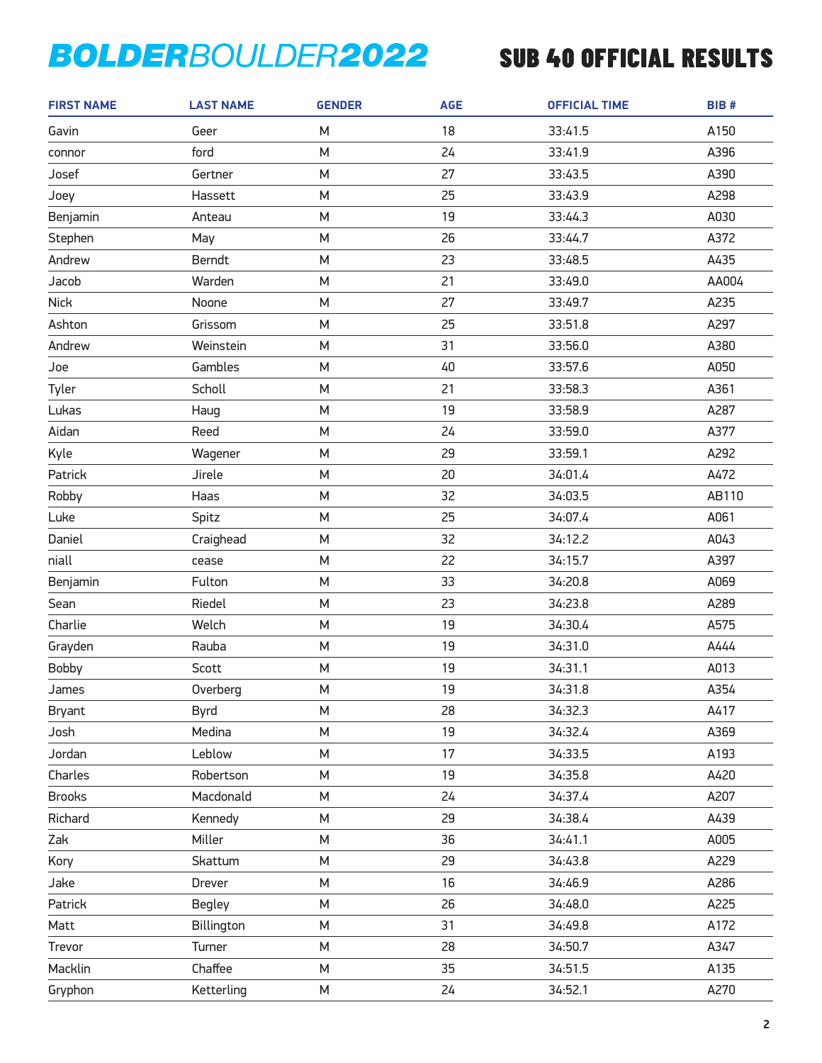# BOLDERBOULDER2022

## SUB 40 OFFICIAL RESULTS

| FIRST NAME | LAST NAME | GENDER | AGE | OFFICIAL TIME | BIB # |
|---|---|---|---|---|---|
| Gavin | Geer | M | 18 | 33:41.5 | A150 |
| connor | ford | M | 24 | 33:41.9 | A396 |
| Josef | Gertner | M | 27 | 33:43.5 | A390 |
| Joey | Hassett | M | 25 | 33:43.9 | A298 |
| Benjamin | Anteau | M | 19 | 33:44.3 | A030 |
| Stephen | May | M | 26 | 33:44.7 | A372 |
| Andrew | Berndt | M | 23 | 33:48.5 | A435 |
| Jacob | Warden | M | 21 | 33:49.0 | AA004 |
| Nick | Noone | M | 27 | 33:49.7 | A235 |
| Ashton | Grissom | M | 25 | 33:51.8 | A297 |
| Andrew | Weinstein | M | 31 | 33:56.0 | A380 |
| Joe | Gambles | M | 40 | 33:57.6 | A050 |
| Tyler | Scholl | M | 21 | 33:58.3 | A361 |
| Lukas | Haug | M | 19 | 33:58.9 | A287 |
| Aidan | Reed | M | 24 | 33:59.0 | A377 |
| Kyle | Wagener | M | 29 | 33:59.1 | A292 |
| Patrick | Jirele | M | 20 | 34:01.4 | A472 |
| Robby | Haas | M | 32 | 34:03.5 | AB110 |
| Luke | Spitz | M | 25 | 34:07.4 | A061 |
| Daniel | Craighead | M | 32 | 34:12.2 | A043 |
| niall | cease | M | 22 | 34:15.7 | A397 |
| Benjamin | Fulton | M | 33 | 34:20.8 | A069 |
| Sean | Riedel | M | 23 | 34:23.8 | A289 |
| Charlie | Welch | M | 19 | 34:30.4 | A575 |
| Grayden | Rauba | M | 19 | 34:31.0 | A444 |
| Bobby | Scott | M | 19 | 34:31.1 | A013 |
| James | Overberg | M | 19 | 34:31.8 | A354 |
| Bryant | Byrd | M | 28 | 34:32.3 | A417 |
| Josh | Medina | M | 19 | 34:32.4 | A369 |
| Jordan | Leblow | M | 17 | 34:33.5 | A193 |
| Charles | Robertson | M | 19 | 34:35.8 | A420 |
| Brooks | Macdonald | M | 24 | 34:37.4 | A207 |
| Richard | Kennedy | M | 29 | 34:38.4 | A439 |
| Zak | Miller | M | 36 | 34:41.1 | A005 |
| Kory | Skattum | M | 29 | 34:43.8 | A229 |
| Jake | Drever | M | 16 | 34:46.9 | A286 |
| Patrick | Begley | M | 26 | 34:48.0 | A225 |
| Matt | Billington | M | 31 | 34:49.8 | A172 |
| Trevor | Turner | M | 28 | 34:50.7 | A347 |
| Macklin | Chaffee | M | 35 | 34:51.5 | A135 |
| Gryphon | Ketterling | M | 24 | 34:52.1 | A270 |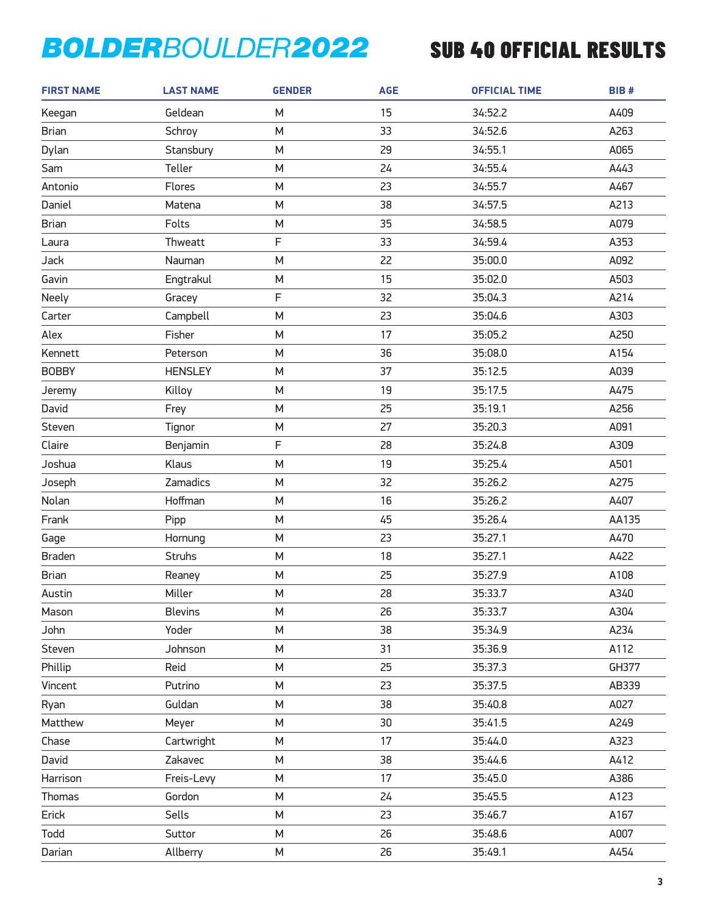# BOLDERBOULDER2022

## SUB 40 OFFICIAL RESULTS

| FIRST NAME | LAST NAME | GENDER | AGE | OFFICIAL TIME | BIB # |
|---|---|---|---|---|---|
| Keegan | Geldean | M | 15 | 34:52.2 | A409 |
| Brian | Schroy | M | 33 | 34:52.6 | A263 |
| Dylan | Stansbury | M | 29 | 34:55.1 | A065 |
| Sam | Teller | M | 24 | 34:55.4 | A443 |
| Antonio | Flores | M | 23 | 34:55.7 | A467 |
| Daniel | Matena | M | 38 | 34:57.5 | A213 |
| Brian | Folts | M | 35 | 34:58.5 | A079 |
| Laura | Thweatt | F | 33 | 34:59.4 | A353 |
| Jack | Nauman | M | 22 | 35:00.0 | A092 |
| Gavin | Engtrakul | M | 15 | 35:02.0 | A503 |
| Neely | Gracey | F | 32 | 35:04.3 | A214 |
| Carter | Campbell | M | 23 | 35:04.6 | A303 |
| Alex | Fisher | M | 17 | 35:05.2 | A250 |
| Kennett | Peterson | M | 36 | 35:08.0 | A154 |
| BOBBY | HENSLEY | M | 37 | 35:12.5 | A039 |
| Jeremy | Killoy | M | 19 | 35:17.5 | A475 |
| David | Frey | M | 25 | 35:19.1 | A256 |
| Steven | Tignor | M | 27 | 35:20.3 | A091 |
| Claire | Benjamin | F | 28 | 35:24.8 | A309 |
| Joshua | Klaus | M | 19 | 35:25.4 | A501 |
| Joseph | Zamadics | M | 32 | 35:26.2 | A275 |
| Nolan | Hoffman | M | 16 | 35:26.2 | A407 |
| Frank | Pipp | M | 45 | 35:26.4 | AA135 |
| Gage | Hornung | M | 23 | 35:27.1 | A470 |
| Braden | Struhs | M | 18 | 35:27.1 | A422 |
| Brian | Reaney | M | 25 | 35:27.9 | A108 |
| Austin | Miller | M | 28 | 35:33.7 | A340 |
| Mason | Blevins | M | 26 | 35:33.7 | A304 |
| John | Yoder | M | 38 | 35:34.9 | A234 |
| Steven | Johnson | M | 31 | 35:36.9 | A112 |
| Phillip | Reid | M | 25 | 35:37.3 | GH377 |
| Vincent | Putrino | M | 23 | 35:37.5 | AB339 |
| Ryan | Guldan | M | 38 | 35:40.8 | A027 |
| Matthew | Meyer | M | 30 | 35:41.5 | A249 |
| Chase | Cartwright | M | 17 | 35:44.0 | A323 |
| David | Zakavec | M | 38 | 35:44.6 | A412 |
| Harrison | Freis-Levy | M | 17 | 35:45.0 | A386 |
| Thomas | Gordon | M | 24 | 35:45.5 | A123 |
| Erick | Sells | M | 23 | 35:46.7 | A167 |
| Todd | Suttor | M | 26 | 35:48.6 | A007 |
| Darian | Allberry | M | 26 | 35:49.1 | A454 |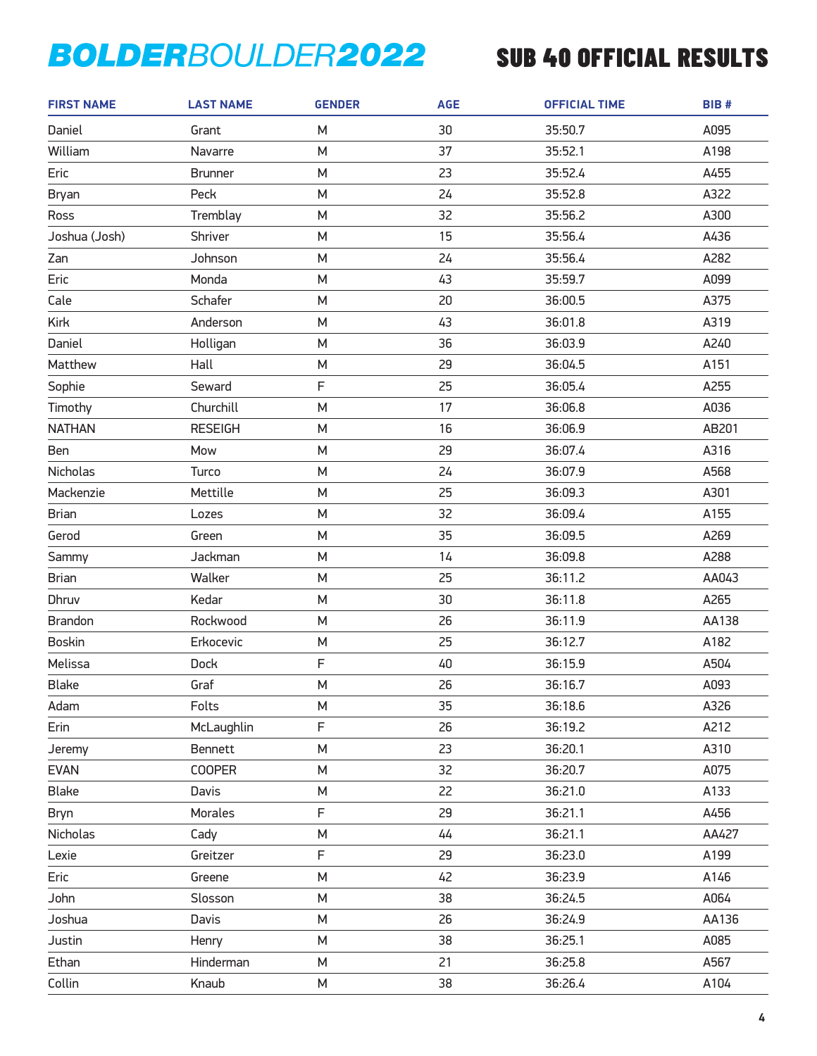# BOLDERBOULDER2022

## SUB 40 OFFICIAL RESULTS

| FIRST NAME | LAST NAME | GENDER | AGE | OFFICIAL TIME | BIB # |
|---|---|---|---|---|---|
| Daniel | Grant | M | 30 | 35:50.7 | A095 |
| William | Navarre | M | 37 | 35:52.1 | A198 |
| Eric | Brunner | M | 23 | 35:52.4 | A455 |
| Bryan | Peck | M | 24 | 35:52.8 | A322 |
| Ross | Tremblay | M | 32 | 35:56.2 | A300 |
| Joshua (Josh) | Shriver | M | 15 | 35:56.4 | A436 |
| Zan | Johnson | M | 24 | 35:56.4 | A282 |
| Eric | Monda | M | 43 | 35:59.7 | A099 |
| Cale | Schafer | M | 20 | 36:00.5 | A375 |
| Kirk | Anderson | M | 43 | 36:01.8 | A319 |
| Daniel | Holligan | M | 36 | 36:03.9 | A240 |
| Matthew | Hall | M | 29 | 36:04.5 | A151 |
| Sophie | Seward | F | 25 | 36:05.4 | A255 |
| Timothy | Churchill | M | 17 | 36:06.8 | A036 |
| NATHAN | RESEIGH | M | 16 | 36:06.9 | AB201 |
| Ben | Mow | M | 29 | 36:07.4 | A316 |
| Nicholas | Turco | M | 24 | 36:07.9 | A568 |
| Mackenzie | Mettille | M | 25 | 36:09.3 | A301 |
| Brian | Lozes | M | 32 | 36:09.4 | A155 |
| Gerod | Green | M | 35 | 36:09.5 | A269 |
| Sammy | Jackman | M | 14 | 36:09.8 | A288 |
| Brian | Walker | M | 25 | 36:11.2 | AA043 |
| Dhruv | Kedar | M | 30 | 36:11.8 | A265 |
| Brandon | Rockwood | M | 26 | 36:11.9 | AA138 |
| Boskin | Erkocevic | M | 25 | 36:12.7 | A182 |
| Melissa | Dock | F | 40 | 36:15.9 | A504 |
| Blake | Graf | M | 26 | 36:16.7 | A093 |
| Adam | Folts | M | 35 | 36:18.6 | A326 |
| Erin | McLaughlin | F | 26 | 36:19.2 | A212 |
| Jeremy | Bennett | M | 23 | 36:20.1 | A310 |
| EVAN | COOPER | M | 32 | 36:20.7 | A075 |
| Blake | Davis | M | 22 | 36:21.0 | A133 |
| Bryn | Morales | F | 29 | 36:21.1 | A456 |
| Nicholas | Cady | M | 44 | 36:21.1 | AA427 |
| Lexie | Greitzer | F | 29 | 36:23.0 | A199 |
| Eric | Greene | M | 42 | 36:23.9 | A146 |
| John | Slosson | M | 38 | 36:24.5 | A064 |
| Joshua | Davis | M | 26 | 36:24.9 | AA136 |
| Justin | Henry | M | 38 | 36:25.1 | A085 |
| Ethan | Hinderman | M | 21 | 36:25.8 | A567 |
| Collin | Knaub | M | 38 | 36:26.4 | A104 |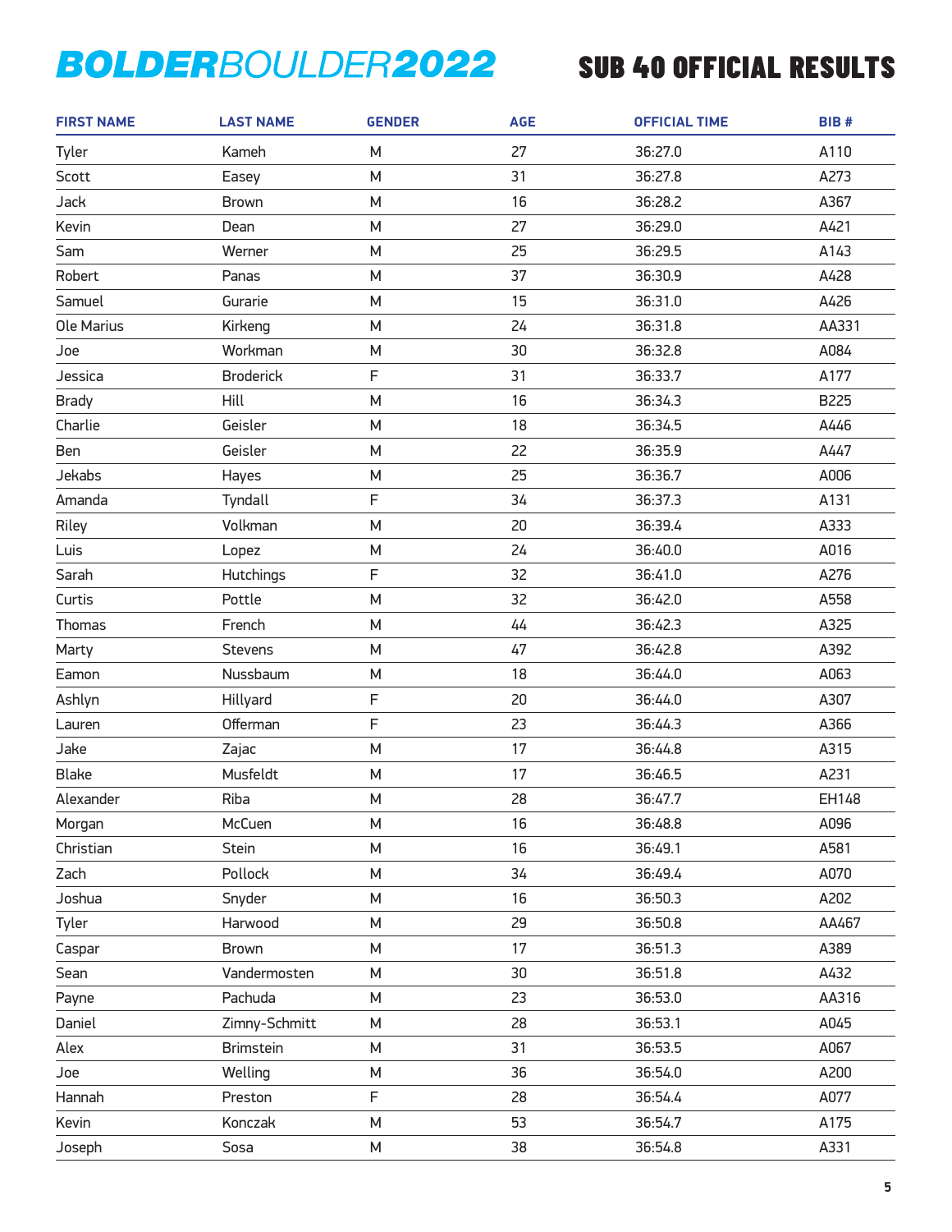# BOLDERBOULDER2022

## SUB 40 OFFICIAL RESULTS

| FIRST NAME | LAST NAME | GENDER | AGE | OFFICIAL TIME | BIB # |
|---|---|---|---|---|---|
| Tyler | Kameh | M | 27 | 36:27.0 | A110 |
| Scott | Easey | M | 31 | 36:27.8 | A273 |
| Jack | Brown | M | 16 | 36:28.2 | A367 |
| Kevin | Dean | M | 27 | 36:29.0 | A421 |
| Sam | Werner | M | 25 | 36:29.5 | A143 |
| Robert | Panas | M | 37 | 36:30.9 | A428 |
| Samuel | Gurarie | M | 15 | 36:31.0 | A426 |
| Ole Marius | Kirkeng | M | 24 | 36:31.8 | AA331 |
| Joe | Workman | M | 30 | 36:32.8 | A084 |
| Jessica | Broderick | F | 31 | 36:33.7 | A177 |
| Brady | Hill | M | 16 | 36:34.3 | B225 |
| Charlie | Geisler | M | 18 | 36:34.5 | A446 |
| Ben | Geisler | M | 22 | 36:35.9 | A447 |
| Jekabs | Hayes | M | 25 | 36:36.7 | A006 |
| Amanda | Tyndall | F | 34 | 36:37.3 | A131 |
| Riley | Volkman | M | 20 | 36:39.4 | A333 |
| Luis | Lopez | M | 24 | 36:40.0 | A016 |
| Sarah | Hutchings | F | 32 | 36:41.0 | A276 |
| Curtis | Pottle | M | 32 | 36:42.0 | A558 |
| Thomas | French | M | 44 | 36:42.3 | A325 |
| Marty | Stevens | M | 47 | 36:42.8 | A392 |
| Eamon | Nussbaum | M | 18 | 36:44.0 | A063 |
| Ashlyn | Hillyard | F | 20 | 36:44.0 | A307 |
| Lauren | Offerman | F | 23 | 36:44.3 | A366 |
| Jake | Zajac | M | 17 | 36:44.8 | A315 |
| Blake | Musfeldt | M | 17 | 36:46.5 | A231 |
| Alexander | Riba | M | 28 | 36:47.7 | EH148 |
| Morgan | McCuen | M | 16 | 36:48.8 | A096 |
| Christian | Stein | M | 16 | 36:49.1 | A581 |
| Zach | Pollock | M | 34 | 36:49.4 | A070 |
| Joshua | Snyder | M | 16 | 36:50.3 | A202 |
| Tyler | Harwood | M | 29 | 36:50.8 | AA467 |
| Caspar | Brown | M | 17 | 36:51.3 | A389 |
| Sean | Vandermosten | M | 30 | 36:51.8 | A432 |
| Payne | Pachuda | M | 23 | 36:53.0 | AA316 |
| Daniel | Zimny-Schmitt | M | 28 | 36:53.1 | A045 |
| Alex | Brimstein | M | 31 | 36:53.5 | A067 |
| Joe | Welling | M | 36 | 36:54.0 | A200 |
| Hannah | Preston | F | 28 | 36:54.4 | A077 |
| Kevin | Konczak | M | 53 | 36:54.7 | A175 |
| Joseph | Sosa | M | 38 | 36:54.8 | A331 |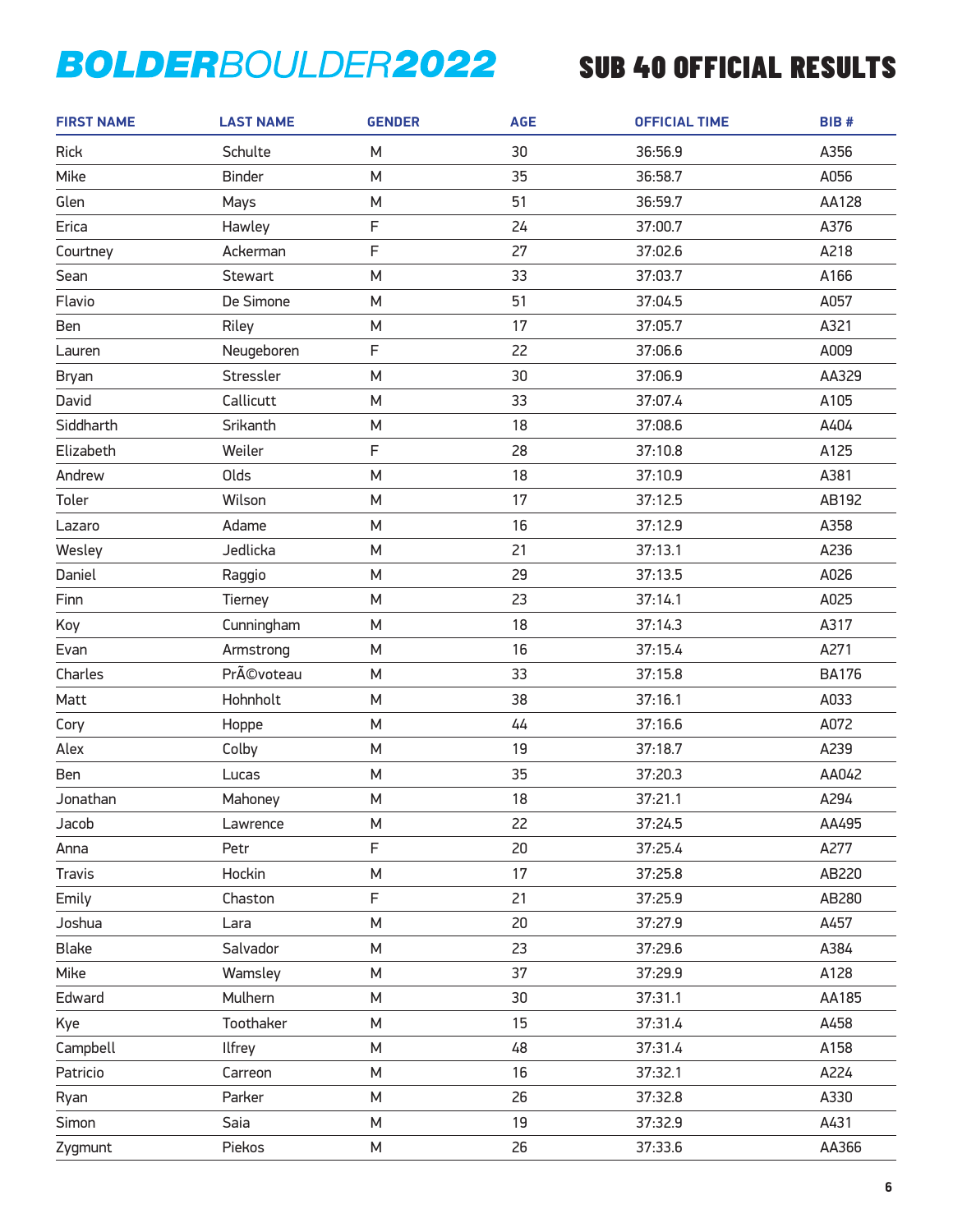# BOLDERBOULDER2022

## SUB 40 OFFICIAL RESULTS

| FIRST NAME | LAST NAME | GENDER | AGE | OFFICIAL TIME | BIB # |
|---|---|---|---|---|---|
| Rick | Schulte | M | 30 | 36:56.9 | A356 |
| Mike | Binder | M | 35 | 36:58.7 | A056 |
| Glen | Mays | M | 51 | 36:59.7 | AA128 |
| Erica | Hawley | F | 24 | 37:00.7 | A376 |
| Courtney | Ackerman | F | 27 | 37:02.6 | A218 |
| Sean | Stewart | M | 33 | 37:03.7 | A166 |
| Flavio | De Simone | M | 51 | 37:04.5 | A057 |
| Ben | Riley | M | 17 | 37:05.7 | A321 |
| Lauren | Neugeboren | F | 22 | 37:06.6 | A009 |
| Bryan | Stressler | M | 30 | 37:06.9 | AA329 |
| David | Callicutt | M | 33 | 37:07.4 | A105 |
| Siddharth | Srikanth | M | 18 | 37:08.6 | A404 |
| Elizabeth | Weiler | F | 28 | 37:10.8 | A125 |
| Andrew | Olds | M | 18 | 37:10.9 | A381 |
| Toler | Wilson | M | 17 | 37:12.5 | AB192 |
| Lazaro | Adame | M | 16 | 37:12.9 | A358 |
| Wesley | Jedlicka | M | 21 | 37:13.1 | A236 |
| Daniel | Raggio | M | 29 | 37:13.5 | A026 |
| Finn | Tierney | M | 23 | 37:14.1 | A025 |
| Koy | Cunningham | M | 18 | 37:14.3 | A317 |
| Evan | Armstrong | M | 16 | 37:15.4 | A271 |
| Charles | PrÃ©voteau | M | 33 | 37:15.8 | BA176 |
| Matt | Hohnholt | M | 38 | 37:16.1 | A033 |
| Cory | Hoppe | M | 44 | 37:16.6 | A072 |
| Alex | Colby | M | 19 | 37:18.7 | A239 |
| Ben | Lucas | M | 35 | 37:20.3 | AA042 |
| Jonathan | Mahoney | M | 18 | 37:21.1 | A294 |
| Jacob | Lawrence | M | 22 | 37:24.5 | AA495 |
| Anna | Petr | F | 20 | 37:25.4 | A277 |
| Travis | Hockin | M | 17 | 37:25.8 | AB220 |
| Emily | Chaston | F | 21 | 37:25.9 | AB280 |
| Joshua | Lara | M | 20 | 37:27.9 | A457 |
| Blake | Salvador | M | 23 | 37:29.6 | A384 |
| Mike | Wamsley | M | 37 | 37:29.9 | A128 |
| Edward | Mulhern | M | 30 | 37:31.1 | AA185 |
| Kye | Toothaker | M | 15 | 37:31.4 | A458 |
| Campbell | Ilfrey | M | 48 | 37:31.4 | A158 |
| Patricio | Carreon | M | 16 | 37:32.1 | A224 |
| Ryan | Parker | M | 26 | 37:32.8 | A330 |
| Simon | Saia | M | 19 | 37:32.9 | A431 |
| Zygmunt | Piekos | M | 26 | 37:33.6 | AA366 |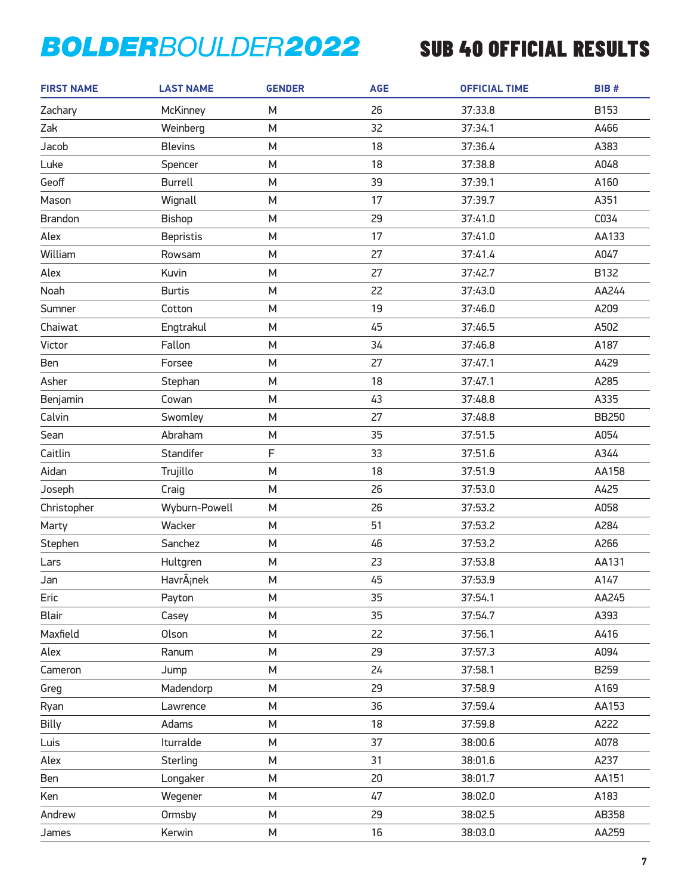# BOLDERBOULDER2022 — SUB 40 OFFICIAL RESULTS

| FIRST NAME | LAST NAME | GENDER | AGE | OFFICIAL TIME | BIB # |
|---|---|---|---|---|---|
| Zachary | McKinney | M | 26 | 37:33.8 | B153 |
| Zak | Weinberg | M | 32 | 37:34.1 | A466 |
| Jacob | Blevins | M | 18 | 37:36.4 | A383 |
| Luke | Spencer | M | 18 | 37:38.8 | A048 |
| Geoff | Burrell | M | 39 | 37:39.1 | A160 |
| Mason | Wignall | M | 17 | 37:39.7 | A351 |
| Brandon | Bishop | M | 29 | 37:41.0 | C034 |
| Alex | Bepristis | M | 17 | 37:41.0 | AA133 |
| William | Rowsam | M | 27 | 37:41.4 | A047 |
| Alex | Kuvin | M | 27 | 37:42.7 | B132 |
| Noah | Burtis | M | 22 | 37:43.0 | AA244 |
| Sumner | Cotton | M | 19 | 37:46.0 | A209 |
| Chaiwat | Engtrakul | M | 45 | 37:46.5 | A502 |
| Victor | Fallon | M | 34 | 37:46.8 | A187 |
| Ben | Forsee | M | 27 | 37:47.1 | A429 |
| Asher | Stephan | M | 18 | 37:47.1 | A285 |
| Benjamin | Cowan | M | 43 | 37:48.8 | A335 |
| Calvin | Swomley | M | 27 | 37:48.8 | BB250 |
| Sean | Abraham | M | 35 | 37:51.5 | A054 |
| Caitlin | Standifer | F | 33 | 37:51.6 | A344 |
| Aidan | Trujillo | M | 18 | 37:51.9 | AA158 |
| Joseph | Craig | M | 26 | 37:53.0 | A425 |
| Christopher | Wyburn-Powell | M | 26 | 37:53.2 | A058 |
| Marty | Wacker | M | 51 | 37:53.2 | A284 |
| Stephen | Sanchez | M | 46 | 37:53.2 | A266 |
| Lars | Hultgren | M | 23 | 37:53.8 | AA131 |
| Jan | HavrÃ¡nek | M | 45 | 37:53.9 | A147 |
| Eric | Payton | M | 35 | 37:54.1 | AA245 |
| Blair | Casey | M | 35 | 37:54.7 | A393 |
| Maxfield | Olson | M | 22 | 37:56.1 | A416 |
| Alex | Ranum | M | 29 | 37:57.3 | A094 |
| Cameron | Jump | M | 24 | 37:58.1 | B259 |
| Greg | Madendorp | M | 29 | 37:58.9 | A169 |
| Ryan | Lawrence | M | 36 | 37:59.4 | AA153 |
| Billy | Adams | M | 18 | 37:59.8 | A222 |
| Luis | Iturralde | M | 37 | 38:00.6 | A078 |
| Alex | Sterling | M | 31 | 38:01.6 | A237 |
| Ben | Longaker | M | 20 | 38:01.7 | AA151 |
| Ken | Wegener | M | 47 | 38:02.0 | A183 |
| Andrew | Ormsby | M | 29 | 38:02.5 | AB358 |
| James | Kerwin | M | 16 | 38:03.0 | AA259 |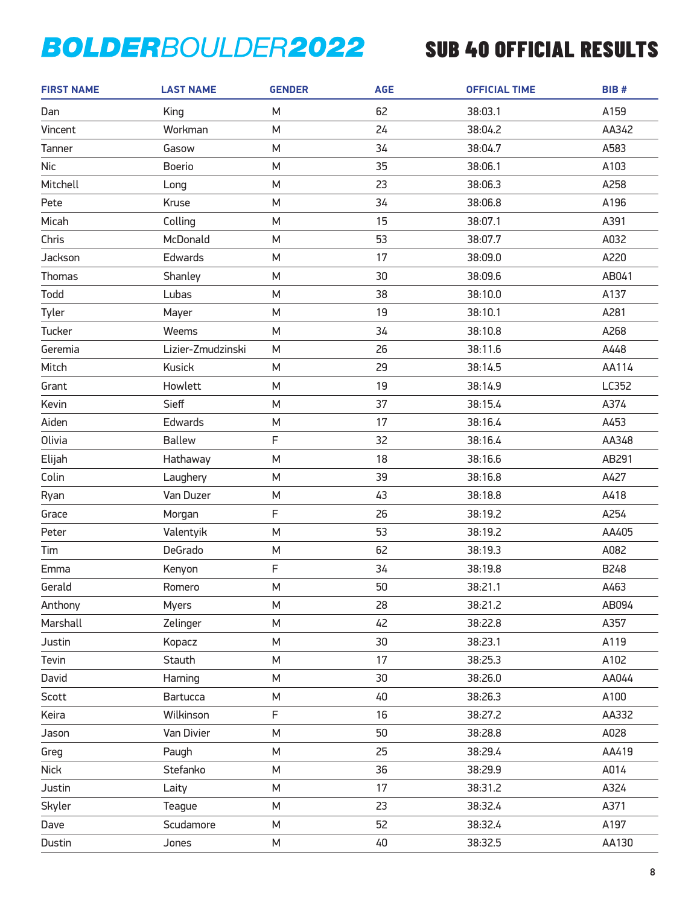# BOLDERBOULDER2022

## SUB 40 OFFICIAL RESULTS

| FIRST NAME | LAST NAME | GENDER | AGE | OFFICIAL TIME | BIB # |
|---|---|---|---|---|---|
| Dan | King | M | 62 | 38:03.1 | A159 |
| Vincent | Workman | M | 24 | 38:04.2 | AA342 |
| Tanner | Gasow | M | 34 | 38:04.7 | A583 |
| Nic | Boerio | M | 35 | 38:06.1 | A103 |
| Mitchell | Long | M | 23 | 38:06.3 | A258 |
| Pete | Kruse | M | 34 | 38:06.8 | A196 |
| Micah | Colling | M | 15 | 38:07.1 | A391 |
| Chris | McDonald | M | 53 | 38:07.7 | A032 |
| Jackson | Edwards | M | 17 | 38:09.0 | A220 |
| Thomas | Shanley | M | 30 | 38:09.6 | AB041 |
| Todd | Lubas | M | 38 | 38:10.0 | A137 |
| Tyler | Mayer | M | 19 | 38:10.1 | A281 |
| Tucker | Weems | M | 34 | 38:10.8 | A268 |
| Geremia | Lizier-Zmudzinski | M | 26 | 38:11.6 | A448 |
| Mitch | Kusick | M | 29 | 38:14.5 | AA114 |
| Grant | Howlett | M | 19 | 38:14.9 | LC352 |
| Kevin | Sieff | M | 37 | 38:15.4 | A374 |
| Aiden | Edwards | M | 17 | 38:16.4 | A453 |
| Olivia | Ballew | F | 32 | 38:16.4 | AA348 |
| Elijah | Hathaway | M | 18 | 38:16.6 | AB291 |
| Colin | Laughery | M | 39 | 38:16.8 | A427 |
| Ryan | Van Duzer | M | 43 | 38:18.8 | A418 |
| Grace | Morgan | F | 26 | 38:19.2 | A254 |
| Peter | Valentyik | M | 53 | 38:19.2 | AA405 |
| Tim | DeGrado | M | 62 | 38:19.3 | A082 |
| Emma | Kenyon | F | 34 | 38:19.8 | B248 |
| Gerald | Romero | M | 50 | 38:21.1 | A463 |
| Anthony | Myers | M | 28 | 38:21.2 | AB094 |
| Marshall | Zelinger | M | 42 | 38:22.8 | A357 |
| Justin | Kopacz | M | 30 | 38:23.1 | A119 |
| Tevin | Stauth | M | 17 | 38:25.3 | A102 |
| David | Harning | M | 30 | 38:26.0 | AA044 |
| Scott | Bartucca | M | 40 | 38:26.3 | A100 |
| Keira | Wilkinson | F | 16 | 38:27.2 | AA332 |
| Jason | Van Divier | M | 50 | 38:28.8 | A028 |
| Greg | Paugh | M | 25 | 38:29.4 | AA419 |
| Nick | Stefanko | M | 36 | 38:29.9 | A014 |
| Justin | Laity | M | 17 | 38:31.2 | A324 |
| Skyler | Teague | M | 23 | 38:32.4 | A371 |
| Dave | Scudamore | M | 52 | 38:32.4 | A197 |
| Dustin | Jones | M | 40 | 38:32.5 | AA130 |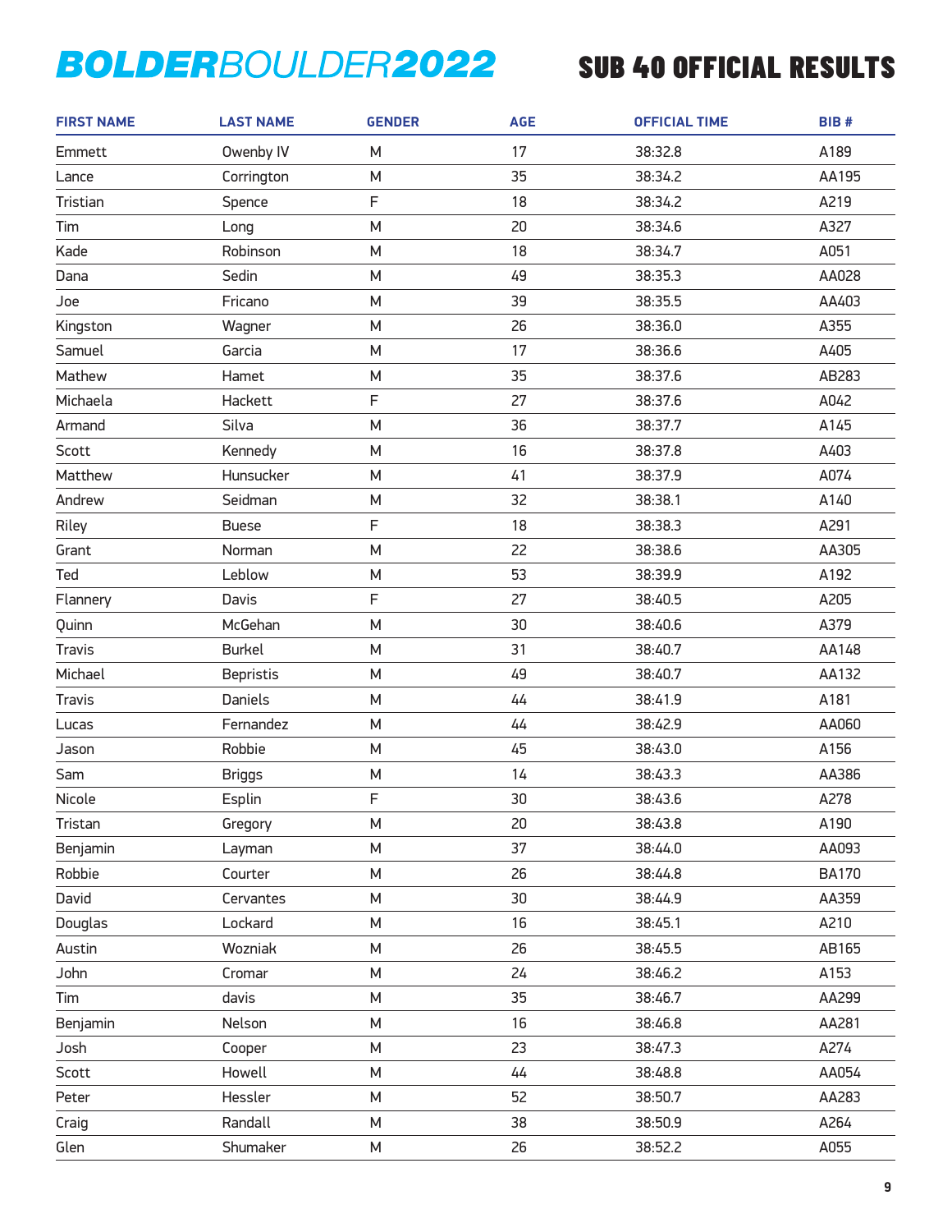# BOLDERBOULDER2022

## SUB 40 OFFICIAL RESULTS

| FIRST NAME | LAST NAME | GENDER | AGE | OFFICIAL TIME | BIB # |
|---|---|---|---|---|---|
| Emmett | Owenby IV | M | 17 | 38:32.8 | A189 |
| Lance | Corrington | M | 35 | 38:34.2 | AA195 |
| Tristian | Spence | F | 18 | 38:34.2 | A219 |
| Tim | Long | M | 20 | 38:34.6 | A327 |
| Kade | Robinson | M | 18 | 38:34.7 | A051 |
| Dana | Sedin | M | 49 | 38:35.3 | AA028 |
| Joe | Fricano | M | 39 | 38:35.5 | AA403 |
| Kingston | Wagner | M | 26 | 38:36.0 | A355 |
| Samuel | Garcia | M | 17 | 38:36.6 | A405 |
| Mathew | Hamet | M | 35 | 38:37.6 | AB283 |
| Michaela | Hackett | F | 27 | 38:37.6 | A042 |
| Armand | Silva | M | 36 | 38:37.7 | A145 |
| Scott | Kennedy | M | 16 | 38:37.8 | A403 |
| Matthew | Hunsucker | M | 41 | 38:37.9 | A074 |
| Andrew | Seidman | M | 32 | 38:38.1 | A140 |
| Riley | Buese | F | 18 | 38:38.3 | A291 |
| Grant | Norman | M | 22 | 38:38.6 | AA305 |
| Ted | Leblow | M | 53 | 38:39.9 | A192 |
| Flannery | Davis | F | 27 | 38:40.5 | A205 |
| Quinn | McGehan | M | 30 | 38:40.6 | A379 |
| Travis | Burkel | M | 31 | 38:40.7 | AA148 |
| Michael | Bepristis | M | 49 | 38:40.7 | AA132 |
| Travis | Daniels | M | 44 | 38:41.9 | A181 |
| Lucas | Fernandez | M | 44 | 38:42.9 | AA060 |
| Jason | Robbie | M | 45 | 38:43.0 | A156 |
| Sam | Briggs | M | 14 | 38:43.3 | AA386 |
| Nicole | Esplin | F | 30 | 38:43.6 | A278 |
| Tristan | Gregory | M | 20 | 38:43.8 | A190 |
| Benjamin | Layman | M | 37 | 38:44.0 | AA093 |
| Robbie | Courter | M | 26 | 38:44.8 | BA170 |
| David | Cervantes | M | 30 | 38:44.9 | AA359 |
| Douglas | Lockard | M | 16 | 38:45.1 | A210 |
| Austin | Wozniak | M | 26 | 38:45.5 | AB165 |
| John | Cromar | M | 24 | 38:46.2 | A153 |
| Tim | davis | M | 35 | 38:46.7 | AA299 |
| Benjamin | Nelson | M | 16 | 38:46.8 | AA281 |
| Josh | Cooper | M | 23 | 38:47.3 | A274 |
| Scott | Howell | M | 44 | 38:48.8 | AA054 |
| Peter | Hessler | M | 52 | 38:50.7 | AA283 |
| Craig | Randall | M | 38 | 38:50.9 | A264 |
| Glen | Shumaker | M | 26 | 38:52.2 | A055 |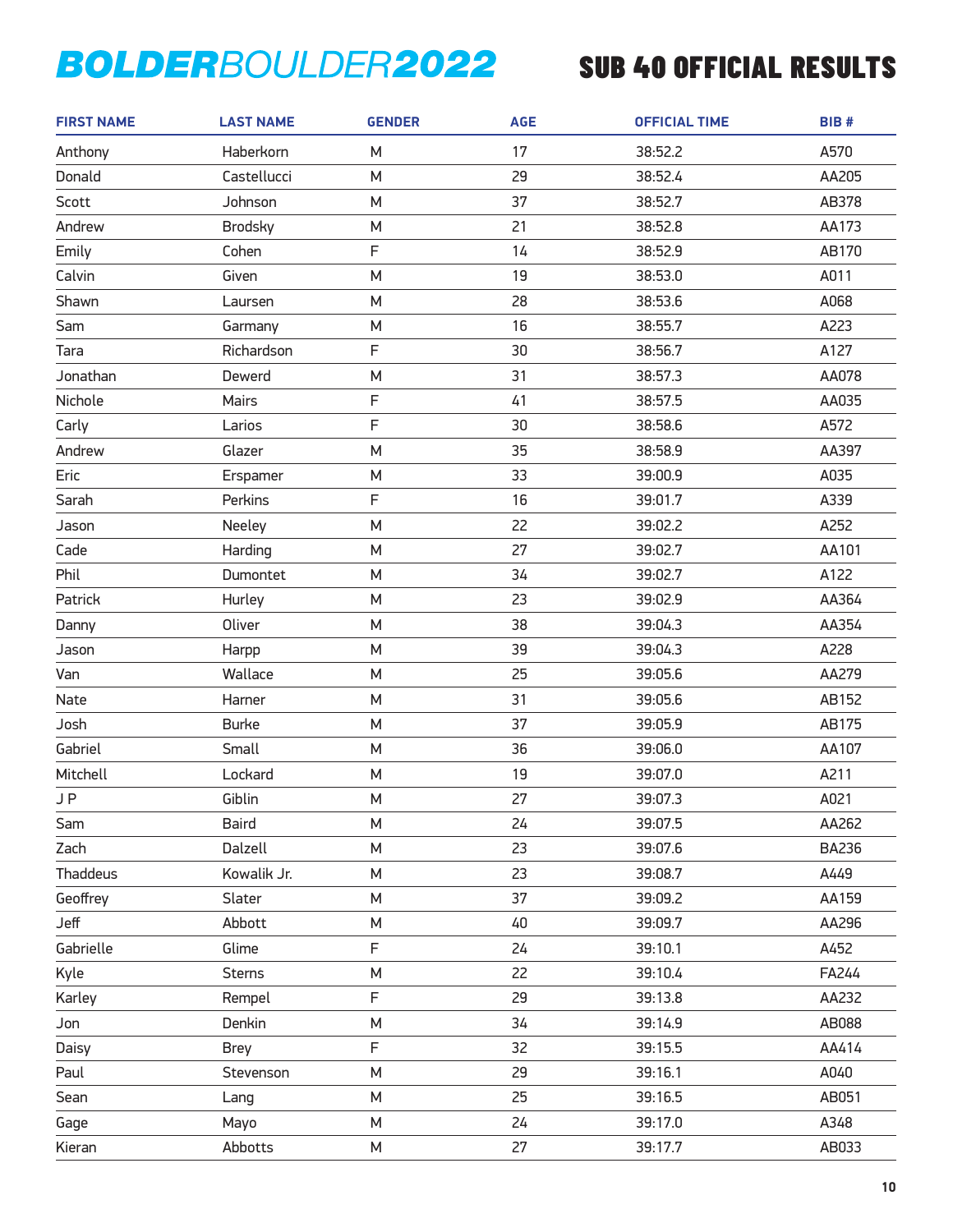# BOLDERBOULDER2022

## SUB 40 OFFICIAL RESULTS

| FIRST NAME | LAST NAME | GENDER | AGE | OFFICIAL TIME | BIB # |
|---|---|---|---|---|---|
| Anthony | Haberkorn | M | 17 | 38:52.2 | A570 |
| Donald | Castellucci | M | 29 | 38:52.4 | AA205 |
| Scott | Johnson | M | 37 | 38:52.7 | AB378 |
| Andrew | Brodsky | M | 21 | 38:52.8 | AA173 |
| Emily | Cohen | F | 14 | 38:52.9 | AB170 |
| Calvin | Given | M | 19 | 38:53.0 | A011 |
| Shawn | Laursen | M | 28 | 38:53.6 | A068 |
| Sam | Garmany | M | 16 | 38:55.7 | A223 |
| Tara | Richardson | F | 30 | 38:56.7 | A127 |
| Jonathan | Dewerd | M | 31 | 38:57.3 | AA078 |
| Nichole | Mairs | F | 41 | 38:57.5 | AA035 |
| Carly | Larios | F | 30 | 38:58.6 | A572 |
| Andrew | Glazer | M | 35 | 38:58.9 | AA397 |
| Eric | Erspamer | M | 33 | 39:00.9 | A035 |
| Sarah | Perkins | F | 16 | 39:01.7 | A339 |
| Jason | Neeley | M | 22 | 39:02.2 | A252 |
| Cade | Harding | M | 27 | 39:02.7 | AA101 |
| Phil | Dumontet | M | 34 | 39:02.7 | A122 |
| Patrick | Hurley | M | 23 | 39:02.9 | AA364 |
| Danny | Oliver | M | 38 | 39:04.3 | AA354 |
| Jason | Harpp | M | 39 | 39:04.3 | A228 |
| Van | Wallace | M | 25 | 39:05.6 | AA279 |
| Nate | Harner | M | 31 | 39:05.6 | AB152 |
| Josh | Burke | M | 37 | 39:05.9 | AB175 |
| Gabriel | Small | M | 36 | 39:06.0 | AA107 |
| Mitchell | Lockard | M | 19 | 39:07.0 | A211 |
| J P | Giblin | M | 27 | 39:07.3 | A021 |
| Sam | Baird | M | 24 | 39:07.5 | AA262 |
| Zach | Dalzell | M | 23 | 39:07.6 | BA236 |
| Thaddeus | Kowalik Jr. | M | 23 | 39:08.7 | A449 |
| Geoffrey | Slater | M | 37 | 39:09.2 | AA159 |
| Jeff | Abbott | M | 40 | 39:09.7 | AA296 |
| Gabrielle | Glime | F | 24 | 39:10.1 | A452 |
| Kyle | Sterns | M | 22 | 39:10.4 | FA244 |
| Karley | Rempel | F | 29 | 39:13.8 | AA232 |
| Jon | Denkin | M | 34 | 39:14.9 | AB088 |
| Daisy | Brey | F | 32 | 39:15.5 | AA414 |
| Paul | Stevenson | M | 29 | 39:16.1 | A040 |
| Sean | Lang | M | 25 | 39:16.5 | AB051 |
| Gage | Mayo | M | 24 | 39:17.0 | A348 |
| Kieran | Abbotts | M | 27 | 39:17.7 | AB033 |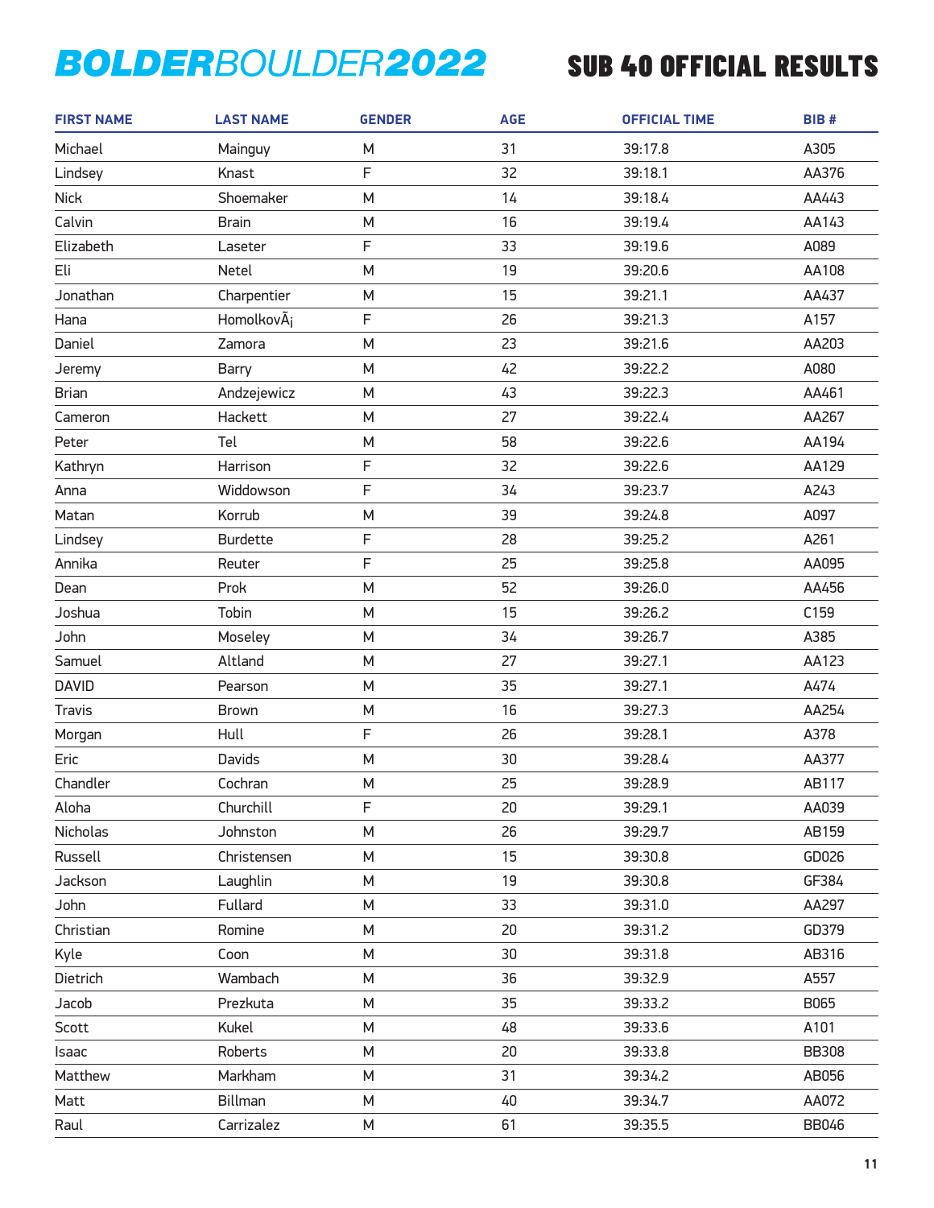# BOLDERBOULDER2022

## SUB 40 OFFICIAL RESULTS

| FIRST NAME | LAST NAME | GENDER | AGE | OFFICIAL TIME | BIB # |
|---|---|---|---|---|---|
| Michael | Mainguy | M | 31 | 39:17.8 | A305 |
| Lindsey | Knast | F | 32 | 39:18.1 | AA376 |
| Nick | Shoemaker | M | 14 | 39:18.4 | AA443 |
| Calvin | Brain | M | 16 | 39:19.4 | AA143 |
| Elizabeth | Laseter | F | 33 | 39:19.6 | A089 |
| Eli | Netel | M | 19 | 39:20.6 | AA108 |
| Jonathan | Charpentier | M | 15 | 39:21.1 | AA437 |
| Hana | HomolkovÃ¡ | F | 26 | 39:21.3 | A157 |
| Daniel | Zamora | M | 23 | 39:21.6 | AA203 |
| Jeremy | Barry | M | 42 | 39:22.2 | A080 |
| Brian | Andzejewicz | M | 43 | 39:22.3 | AA461 |
| Cameron | Hackett | M | 27 | 39:22.4 | AA267 |
| Peter | Tel | M | 58 | 39:22.6 | AA194 |
| Kathryn | Harrison | F | 32 | 39:22.6 | AA129 |
| Anna | Widdowson | F | 34 | 39:23.7 | A243 |
| Matan | Korrub | M | 39 | 39:24.8 | A097 |
| Lindsey | Burdette | F | 28 | 39:25.2 | A261 |
| Annika | Reuter | F | 25 | 39:25.8 | AA095 |
| Dean | Prok | M | 52 | 39:26.0 | AA456 |
| Joshua | Tobin | M | 15 | 39:26.2 | C159 |
| John | Moseley | M | 34 | 39:26.7 | A385 |
| Samuel | Altland | M | 27 | 39:27.1 | AA123 |
| DAVID | Pearson | M | 35 | 39:27.1 | A474 |
| Travis | Brown | M | 16 | 39:27.3 | AA254 |
| Morgan | Hull | F | 26 | 39:28.1 | A378 |
| Eric | Davids | M | 30 | 39:28.4 | AA377 |
| Chandler | Cochran | M | 25 | 39:28.9 | AB117 |
| Aloha | Churchill | F | 20 | 39:29.1 | AA039 |
| Nicholas | Johnston | M | 26 | 39:29.7 | AB159 |
| Russell | Christensen | M | 15 | 39:30.8 | GD026 |
| Jackson | Laughlin | M | 19 | 39:30.8 | GF384 |
| John | Fullard | M | 33 | 39:31.0 | AA297 |
| Christian | Romine | M | 20 | 39:31.2 | GD379 |
| Kyle | Coon | M | 30 | 39:31.8 | AB316 |
| Dietrich | Wambach | M | 36 | 39:32.9 | A557 |
| Jacob | Prezkuta | M | 35 | 39:33.2 | B065 |
| Scott | Kukel | M | 48 | 39:33.6 | A101 |
| Isaac | Roberts | M | 20 | 39:33.8 | BB308 |
| Matthew | Markham | M | 31 | 39:34.2 | AB056 |
| Matt | Billman | M | 40 | 39:34.7 | AA072 |
| Raul | Carrizalez | M | 61 | 39:35.5 | BB046 |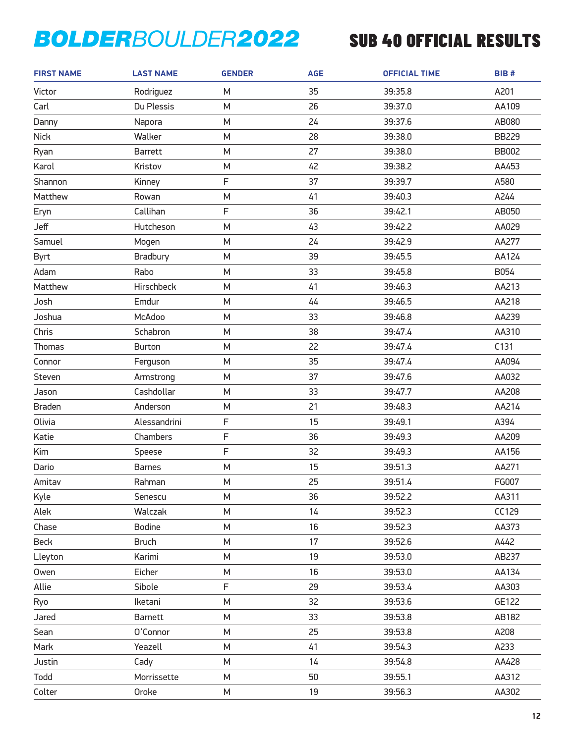# BOLDERBOULDER2022

## SUB 40 OFFICIAL RESULTS

| FIRST NAME | LAST NAME | GENDER | AGE | OFFICIAL TIME | BIB # |
|---|---|---|---|---|---|
| Victor | Rodriguez | M | 35 | 39:35.8 | A201 |
| Carl | Du Plessis | M | 26 | 39:37.0 | AA109 |
| Danny | Napora | M | 24 | 39:37.6 | AB080 |
| Nick | Walker | M | 28 | 39:38.0 | BB229 |
| Ryan | Barrett | M | 27 | 39:38.0 | BB002 |
| Karol | Kristov | M | 42 | 39:38.2 | AA453 |
| Shannon | Kinney | F | 37 | 39:39.7 | A580 |
| Matthew | Rowan | M | 41 | 39:40.3 | A244 |
| Eryn | Callihan | F | 36 | 39:42.1 | AB050 |
| Jeff | Hutcheson | M | 43 | 39:42.2 | AA029 |
| Samuel | Mogen | M | 24 | 39:42.9 | AA277 |
| Byrt | Bradbury | M | 39 | 39:45.5 | AA124 |
| Adam | Rabo | M | 33 | 39:45.8 | B054 |
| Matthew | Hirschbeck | M | 41 | 39:46.3 | AA213 |
| Josh | Emdur | M | 44 | 39:46.5 | AA218 |
| Joshua | McAdoo | M | 33 | 39:46.8 | AA239 |
| Chris | Schabron | M | 38 | 39:47.4 | AA310 |
| Thomas | Burton | M | 22 | 39:47.4 | C131 |
| Connor | Ferguson | M | 35 | 39:47.4 | AA094 |
| Steven | Armstrong | M | 37 | 39:47.6 | AA032 |
| Jason | Cashdollar | M | 33 | 39:47.7 | AA208 |
| Braden | Anderson | M | 21 | 39:48.3 | AA214 |
| Olivia | Alessandrini | F | 15 | 39:49.1 | A394 |
| Katie | Chambers | F | 36 | 39:49.3 | AA209 |
| Kim | Speese | F | 32 | 39:49.3 | AA156 |
| Dario | Barnes | M | 15 | 39:51.3 | AA271 |
| Amitav | Rahman | M | 25 | 39:51.4 | FG007 |
| Kyle | Senescu | M | 36 | 39:52.2 | AA311 |
| Alek | Walczak | M | 14 | 39:52.3 | CC129 |
| Chase | Bodine | M | 16 | 39:52.3 | AA373 |
| Beck | Bruch | M | 17 | 39:52.6 | A442 |
| Lleyton | Karimi | M | 19 | 39:53.0 | AB237 |
| Owen | Eicher | M | 16 | 39:53.0 | AA134 |
| Allie | Sibole | F | 29 | 39:53.4 | AA303 |
| Ryo | Iketani | M | 32 | 39:53.6 | GE122 |
| Jared | Barnett | M | 33 | 39:53.8 | AB182 |
| Sean | O'Connor | M | 25 | 39:53.8 | A208 |
| Mark | Yeazell | M | 41 | 39:54.3 | A233 |
| Justin | Cady | M | 14 | 39:54.8 | AA428 |
| Todd | Morrissette | M | 50 | 39:55.1 | AA312 |
| Colter | Oroke | M | 19 | 39:56.3 | AA302 |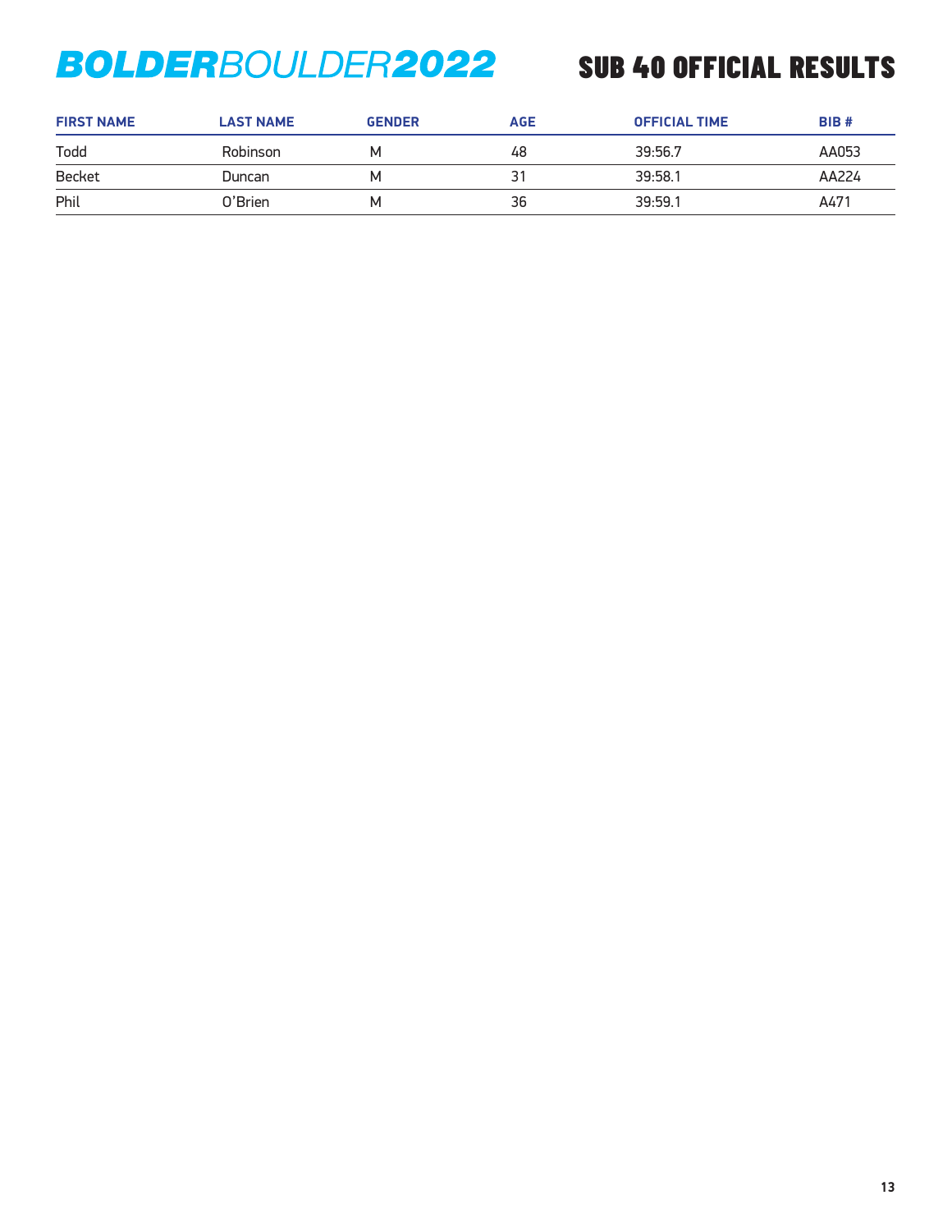# BOLDERBOULDER2022

## SUB 40 OFFICIAL RESULTS

| FIRST NAME | LAST NAME | GENDER | AGE | OFFICIAL TIME | BIB # |
|---|---|---|---|---|---|
| Todd | Robinson | M | 48 | 39:56.7 | AA053 |
| Becket | Duncan | M | 31 | 39:58.1 | AA224 |
| Phil | O'Brien | M | 36 | 39:59.1 | A471 |